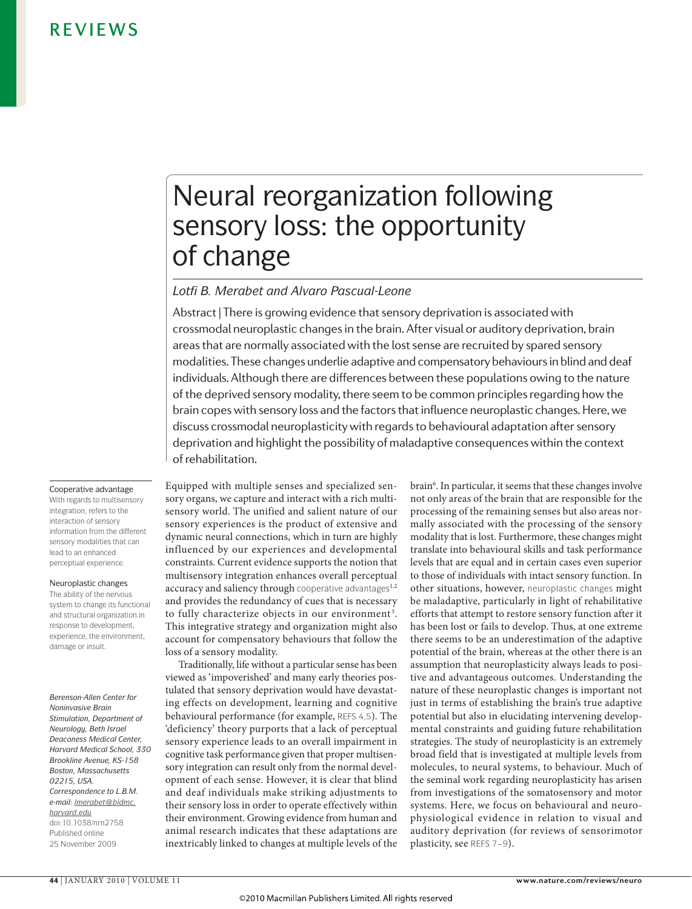# Neural reorganization following sensory loss: the opportunity of change

*Lotfi B. Merabet and Alvaro Pascual-Leone*

Abstract | There is growing evidence that sensory deprivation is associated with crossmodal neuroplastic changes in the brain. After visual or auditory deprivation, brain areas that are normally associated with the lost sense are recruited by spared sensory modalities. These changes underlie adaptive and compensatory behaviours in blind and deaf individuals. Although there are differences between these populations owing to the nature of the deprived sensory modality, there seem to be common principles regarding how the brain copes with sensory loss and the factors that influence neuroplastic changes. Here, we discuss crossmodal neuroplasticity with regards to behavioural adaptation after sensory deprivation and highlight the possibility of maladaptive consequences within the context of rehabilitation.

Equipped with multiple senses and specialized sensory organs, we capture and interact with a rich multisensory world. The unified and salient nature of our sensory experiences is the product of extensive and dynamic neural connections, which in turn are highly influenced by our experiences and developmental constraints. Current evidence supports the notion that multisensory integration enhances overall perceptual accuracy and saliency through cooperative advantages[1,2] and provides the redundancy of cues that is necessary to fully characterize objects in our environment[3]. This integrative strategy and organization might also account for compensatory behaviours that follow the loss of a sensory modality.

Traditionally, life without a particular sense has been viewed as 'impoverished' and many early theories postulated that sensory deprivation would have devastating effects on development, learning and cognitive behavioural performance (for example, REFS 4,5). The 'deficiency' theory purports that a lack of perceptual sensory experience leads to an overall impairment in cognitive task performance given that proper multisensory integration can result only from the normal development of each sense. However, it is clear that blind and deaf individuals make striking adjustments to their sensory loss in order to operate effectively within their environment. Growing evidence from human and animal research indicates that these adaptations are inextricably linked to changes at multiple levels of the brain[6]. In particular, it seems that these changes involve not only areas of the brain that are responsible for the processing of the remaining senses but also areas normally associated with the processing of the sensory modality that is lost. Furthermore, these changes might translate into behavioural skills and task performance levels that are equal and in certain cases even superior to those of individuals with intact sensory function. In other situations, however, neuroplastic changes might be maladaptive, particularly in light of rehabilitative efforts that attempt to restore sensory function after it has been lost or fails to develop. Thus, at one extreme there seems to be an underestimation of the adaptive potential of the brain, whereas at the other there is an assumption that neuroplasticity always leads to positive and advantageous outcomes. Understanding the nature of these neuroplastic changes is important not just in terms of establishing the brain's true adaptive potential but also in elucidating intervening developmental constraints and guiding future rehabilitation strategies. The study of neuroplasticity is an extremely broad field that is investigated at multiple levels from molecules, to neural systems, to behaviour. Much of the seminal work regarding neuroplasticity has arisen from investigations of the somatosensory and motor systems. Here, we focus on behavioural and neurophysiological evidence in relation to visual and auditory deprivation (for reviews of sensorimotor plasticity, see REFS 7–9).

**Cooperative advantage**
With regards to multisensory integration, refers to the interaction of sensory information from the different sensory modalities that can lead to an enhanced perceptual experience.

**Neuroplastic changes**
The ability of the nervous system to change its functional and structural organization in response to development, experience, the environment, damage or insult.

*Berenson-Allen Center for Noninvasive Brain Stimulation, Department of Neurology, Beth Israel Deaconess Medical Center, Harvard Medical School, 330 Brookline Avenue, KS-158 Boston, Massachusetts 02215, USA.*
*Correspondence to L.B.M. e-mail: lmerabet@bidmc.harvard.edu*
doi:10.1038/nrn2758
Published online 25 November 2009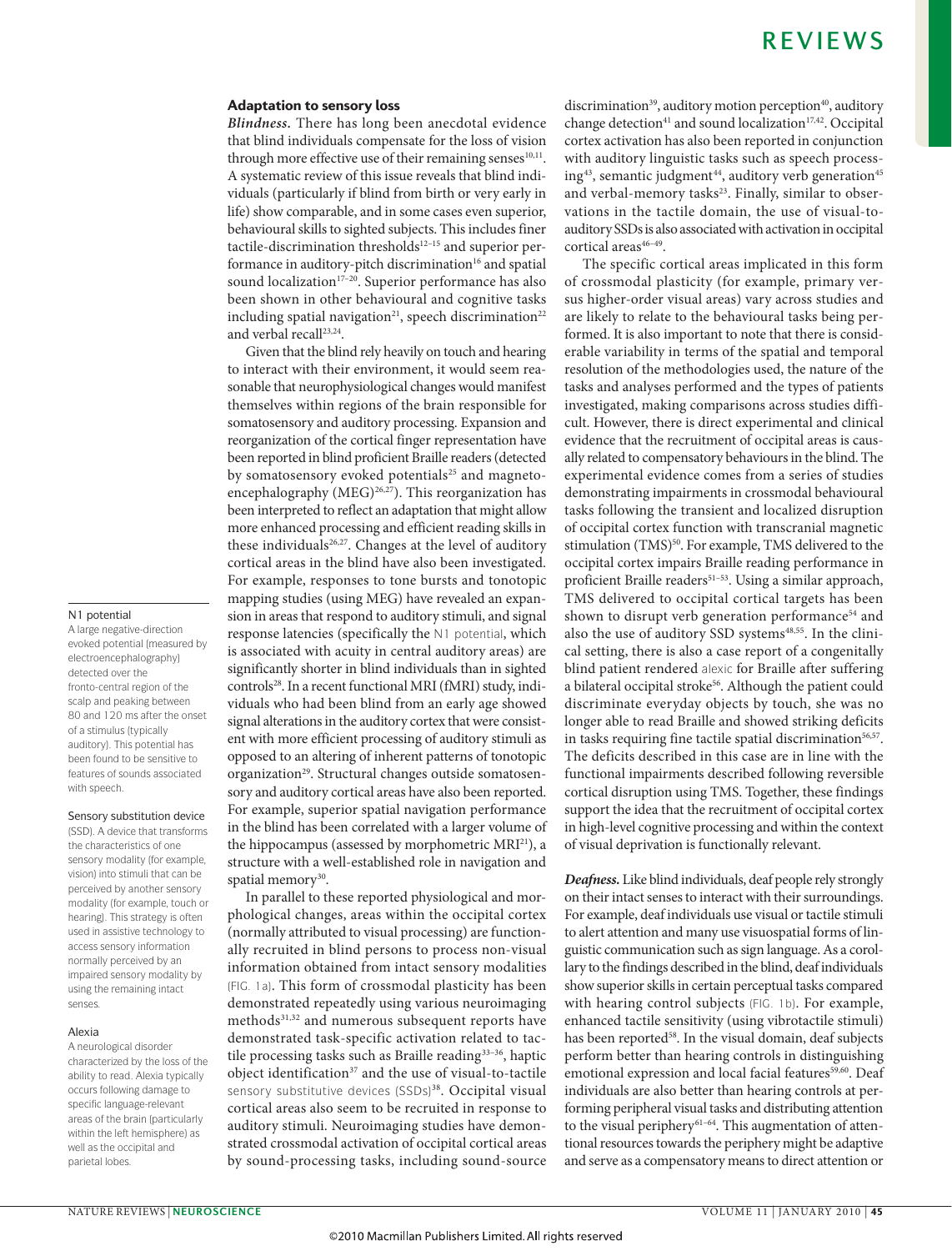## Adaptation to sensory loss

***Blindness.*** There has long been anecdotal evidence that blind individuals compensate for the loss of vision through more effective use of their remaining senses[10,11]. A systematic review of this issue reveals that blind individuals (particularly if blind from birth or very early in life) show comparable, and in some cases even superior, behavioural skills to sighted subjects. This includes finer tactile-discrimination thresholds[12–15] and superior performance in auditory-pitch discrimination[16] and spatial sound localization[17–20]. Superior performance has also been shown in other behavioural and cognitive tasks including spatial navigation[21], speech discrimination[22] and verbal recall[23,24].

Given that the blind rely heavily on touch and hearing to interact with their environment, it would seem reasonable that neurophysiological changes would manifest themselves within regions of the brain responsible for somatosensory and auditory processing. Expansion and reorganization of the cortical finger representation have been reported in blind proficient Braille readers (detected by somatosensory evoked potentials[25] and magnetoencephalography (MEG)[26,27]). This reorganization has been interpreted to reflect an adaptation that might allow more enhanced processing and efficient reading skills in these individuals[26,27]. Changes at the level of auditory cortical areas in the blind have also been investigated. For example, responses to tone bursts and tonotopic mapping studies (using MEG) have revealed an expansion in areas that respond to auditory stimuli, and signal response latencies (specifically the N1 potential, which is associated with acuity in central auditory areas) are significantly shorter in blind individuals than in sighted controls[28]. In a recent functional MRI (fMRI) study, individuals who had been blind from an early age showed signal alterations in the auditory cortex that were consistent with more efficient processing of auditory stimuli as opposed to an altering of inherent patterns of tonotopic organization[29]. Structural changes outside somatosensory and auditory cortical areas have also been reported. For example, superior spatial navigation performance in the blind has been correlated with a larger volume of the hippocampus (assessed by morphometric MRI[21]), a structure with a well-established role in navigation and spatial memory[30].

In parallel to these reported physiological and morphological changes, areas within the occipital cortex (normally attributed to visual processing) are functionally recruited in blind persons to process non-visual information obtained from intact sensory modalities (FIG. 1a). This form of crossmodal plasticity has been demonstrated repeatedly using various neuroimaging methods[31,32] and numerous subsequent reports have demonstrated task-specific activation related to tactile processing tasks such as Braille reading[33–36], haptic object identification[37] and the use of visual-to-tactile sensory substitutive devices (SSDs)[38]. Occipital visual cortical areas also seem to be recruited in response to auditory stimuli. Neuroimaging studies have demonstrated crossmodal activation of occipital cortical areas by sound-processing tasks, including sound-source discrimination[39], auditory motion perception[40], auditory change detection[41] and sound localization[17,42]. Occipital cortex activation has also been reported in conjunction with auditory linguistic tasks such as speech processing[43], semantic judgment[44], auditory verb generation[45] and verbal-memory tasks[23]. Finally, similar to observations in the tactile domain, the use of visual-to-auditory SSDs is also associated with activation in occipital cortical areas[46–49].

The specific cortical areas implicated in this form of crossmodal plasticity (for example, primary versus higher-order visual areas) vary across studies and are likely to relate to the behavioural tasks being performed. It is also important to note that there is considerable variability in terms of the spatial and temporal resolution of the methodologies used, the nature of the tasks and analyses performed and the types of patients investigated, making comparisons across studies difficult. However, there is direct experimental and clinical evidence that the recruitment of occipital areas is causally related to compensatory behaviours in the blind. The experimental evidence comes from a series of studies demonstrating impairments in crossmodal behavioural tasks following the transient and localized disruption of occipital cortex function with transcranial magnetic stimulation (TMS)[50]. For example, TMS delivered to the occipital cortex impairs Braille reading performance in proficient Braille readers[51–53]. Using a similar approach, TMS delivered to occipital cortical targets has been shown to disrupt verb generation performance[54] and also the use of auditory SSD systems[48,55]. In the clinical setting, there is also a case report of a congenitally blind patient rendered alexic for Braille after suffering a bilateral occipital stroke[56]. Although the patient could discriminate everyday objects by touch, she was no longer able to read Braille and showed striking deficits in tasks requiring fine tactile spatial discrimination[56,57]. The deficits described in this case are in line with the functional impairments described following reversible cortical disruption using TMS. Together, these findings support the idea that the recruitment of occipital cortex in high-level cognitive processing and within the context of visual deprivation is functionally relevant.

***Deafness.*** Like blind individuals, deaf people rely strongly on their intact senses to interact with their surroundings. For example, deaf individuals use visual or tactile stimuli to alert attention and many use visuospatial forms of linguistic communication such as sign language. As a corollary to the findings described in the blind, deaf individuals show superior skills in certain perceptual tasks compared with hearing control subjects (FIG. 1b). For example, enhanced tactile sensitivity (using vibrotactile stimuli) has been reported[58]. In the visual domain, deaf subjects perform better than hearing controls in distinguishing emotional expression and local facial features[59,60]. Deaf individuals are also better than hearing controls at performing peripheral visual tasks and distributing attention to the visual periphery[61–64]. This augmentation of attentional resources towards the periphery might be adaptive and serve as a compensatory means to direct attention or

**N1 potential**
A large negative-direction evoked potential (measured by electroencephalography) detected over the fronto-central region of the scalp and peaking between 80 and 120 ms after the onset of a stimulus (typically auditory). This potential has been found to be sensitive to features of sounds associated with speech.

**Sensory substitution device**
(SSD). A device that transforms the characteristics of one sensory modality (for example, vision) into stimuli that can be perceived by another sensory modality (for example, touch or hearing). This strategy is often used in assistive technology to access sensory information normally perceived by an impaired sensory modality by using the remaining intact senses.

**Alexia**
A neurological disorder characterized by the loss of the ability to read. Alexia typically occurs following damage to specific language-relevant areas of the brain (particularly within the left hemisphere) as well as the occipital and parietal lobes.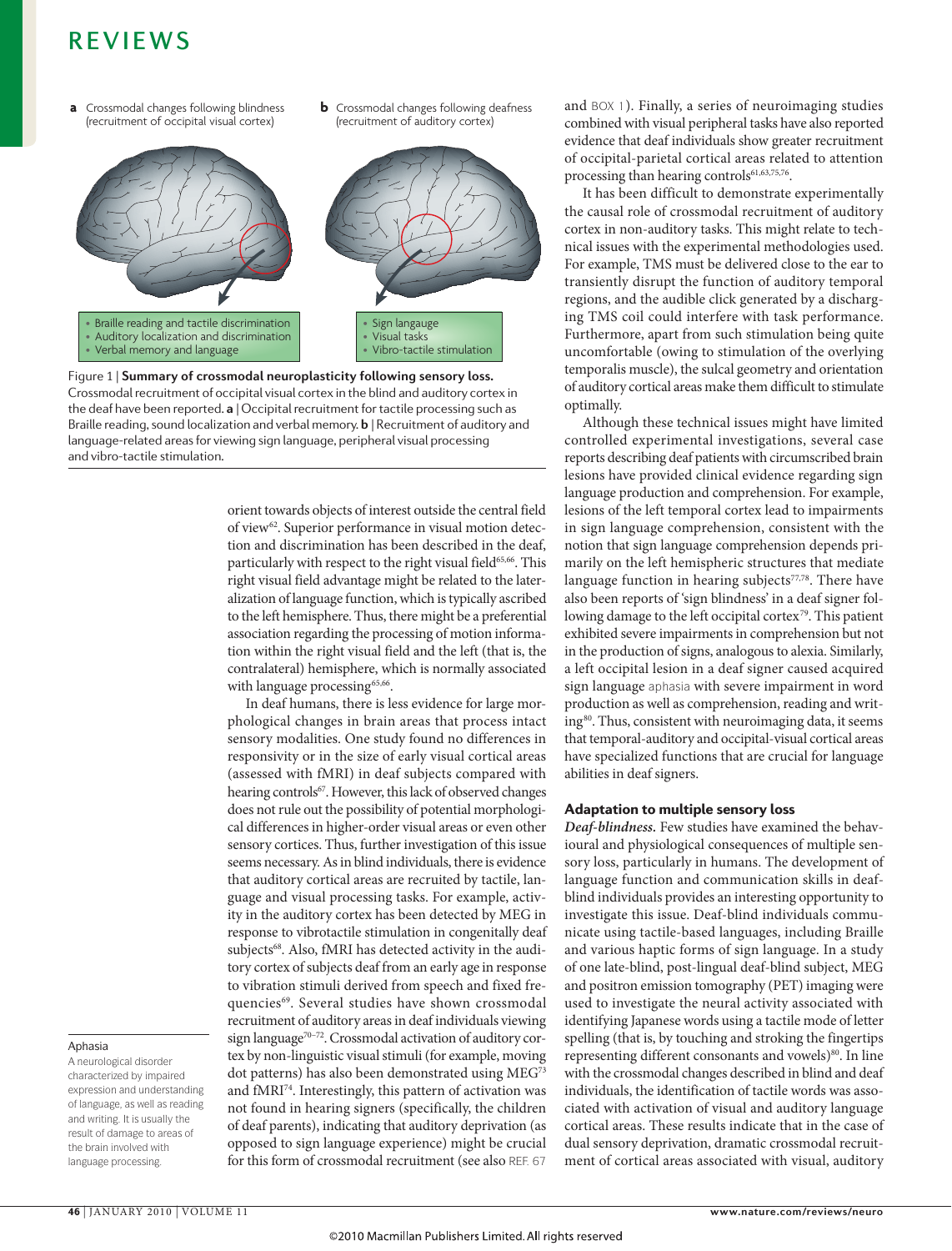a Crossmodal changes following blindness (recruitment of occipital visual cortex)

- Braille reading and tactile discrimination
- Auditory localization and discrimination
- Verbal memory and language

b Crossmodal changes following deafness (recruitment of auditory cortex)

- Sign langauge
- Visual tasks
- Vibro-tactile stimulation

Figure 1 | **Summary of crossmodal neuroplasticity following sensory loss.** Crossmodal recruitment of occipital visual cortex in the blind and auditory cortex in the deaf have been reported. **a** | Occipital recruitment for tactile processing such as Braille reading, sound localization and verbal memory. **b** | Recruitment of auditory and language-related areas for viewing sign language, peripheral visual processing and vibro-tactile stimulation.

orient towards objects of interest outside the central field of view[62]. Superior performance in visual motion detection and discrimination has been described in the deaf, particularly with respect to the right visual field[65,66]. This right visual field advantage might be related to the lateralization of language function, which is typically ascribed to the left hemisphere. Thus, there might be a preferential association regarding the processing of motion information within the right visual field and the left (that is, the contralateral) hemisphere, which is normally associated with language processing[65,66].

In deaf humans, there is less evidence for large morphological changes in brain areas that process intact sensory modalities. One study found no differences in responsivity or in the size of early visual cortical areas (assessed with fMRI) in deaf subjects compared with hearing controls[67]. However, this lack of observed changes does not rule out the possibility of potential morphological differences in higher-order visual areas or even other sensory cortices. Thus, further investigation of this issue seems necessary. As in blind individuals, there is evidence that auditory cortical areas are recruited by tactile, language and visual processing tasks. For example, activity in the auditory cortex has been detected by MEG in response to vibrotactile stimulation in congenitally deaf subjects[68]. Also, fMRI has detected activity in the auditory cortex of subjects deaf from an early age in response to vibration stimuli derived from speech and fixed frequencies[69]. Several studies have shown crossmodal recruitment of auditory areas in deaf individuals viewing sign language[70–72]. Crossmodal activation of auditory cortex by non-linguistic visual stimuli (for example, moving dot patterns) has also been demonstrated using MEG[73] and fMRI[74]. Interestingly, this pattern of activation was not found in hearing signers (specifically, the children of deaf parents), indicating that auditory deprivation (as opposed to sign language experience) might be crucial for this form of crossmodal recruitment (see also REF. 67 and BOX 1). Finally, a series of neuroimaging studies combined with visual peripheral tasks have also reported evidence that deaf individuals show greater recruitment of occipital-parietal cortical areas related to attention processing than hearing controls[61,63,75,76].

It has been difficult to demonstrate experimentally the causal role of crossmodal recruitment of auditory cortex in non-auditory tasks. This might relate to technical issues with the experimental methodologies used. For example, TMS must be delivered close to the ear to transiently disrupt the function of auditory temporal regions, and the audible click generated by a discharging TMS coil could interfere with task performance. Furthermore, apart from such stimulation being quite uncomfortable (owing to stimulation of the overlying temporalis muscle), the sulcal geometry and orientation of auditory cortical areas make them difficult to stimulate optimally.

Although these technical issues might have limited controlled experimental investigations, several case reports describing deaf patients with circumscribed brain lesions have provided clinical evidence regarding sign language production and comprehension. For example, lesions of the left temporal cortex lead to impairments in sign language comprehension, consistent with the notion that sign language comprehension depends primarily on the left hemispheric structures that mediate language function in hearing subjects[77,78]. There have also been reports of 'sign blindness' in a deaf signer following damage to the left occipital cortex[79]. This patient exhibited severe impairments in comprehension but not in the production of signs, analogous to alexia. Similarly, a left occipital lesion in a deaf signer caused acquired sign language aphasia with severe impairment in word production as well as comprehension, reading and writing[80]. Thus, consistent with neuroimaging data, it seems that temporal-auditory and occipital-visual cortical areas have specialized functions that are crucial for language abilities in deaf signers.

## Adaptation to multiple sensory loss

***Deaf-blindness.*** Few studies have examined the behavioural and physiological consequences of multiple sensory loss, particularly in humans. The development of language function and communication skills in deaf-blind individuals provides an interesting opportunity to investigate this issue. Deaf-blind individuals communicate using tactile-based languages, including Braille and various haptic forms of sign language. In a study of one late-blind, post-lingual deaf-blind subject, MEG and positron emission tomography (PET) imaging were used to investigate the neural activity associated with identifying Japanese words using a tactile mode of letter spelling (that is, by touching and stroking the fingertips representing different consonants and vowels)[80]. In line with the crossmodal changes described in blind and deaf individuals, the identification of tactile words was associated with activation of visual and auditory language cortical areas. These results indicate that in the case of dual sensory deprivation, dramatic crossmodal recruitment of cortical areas associated with visual, auditory

**Aphasia**
A neurological disorder characterized by impaired expression and understanding of language, as well as reading and writing. It is usually the result of damage to areas of the brain involved with language processing.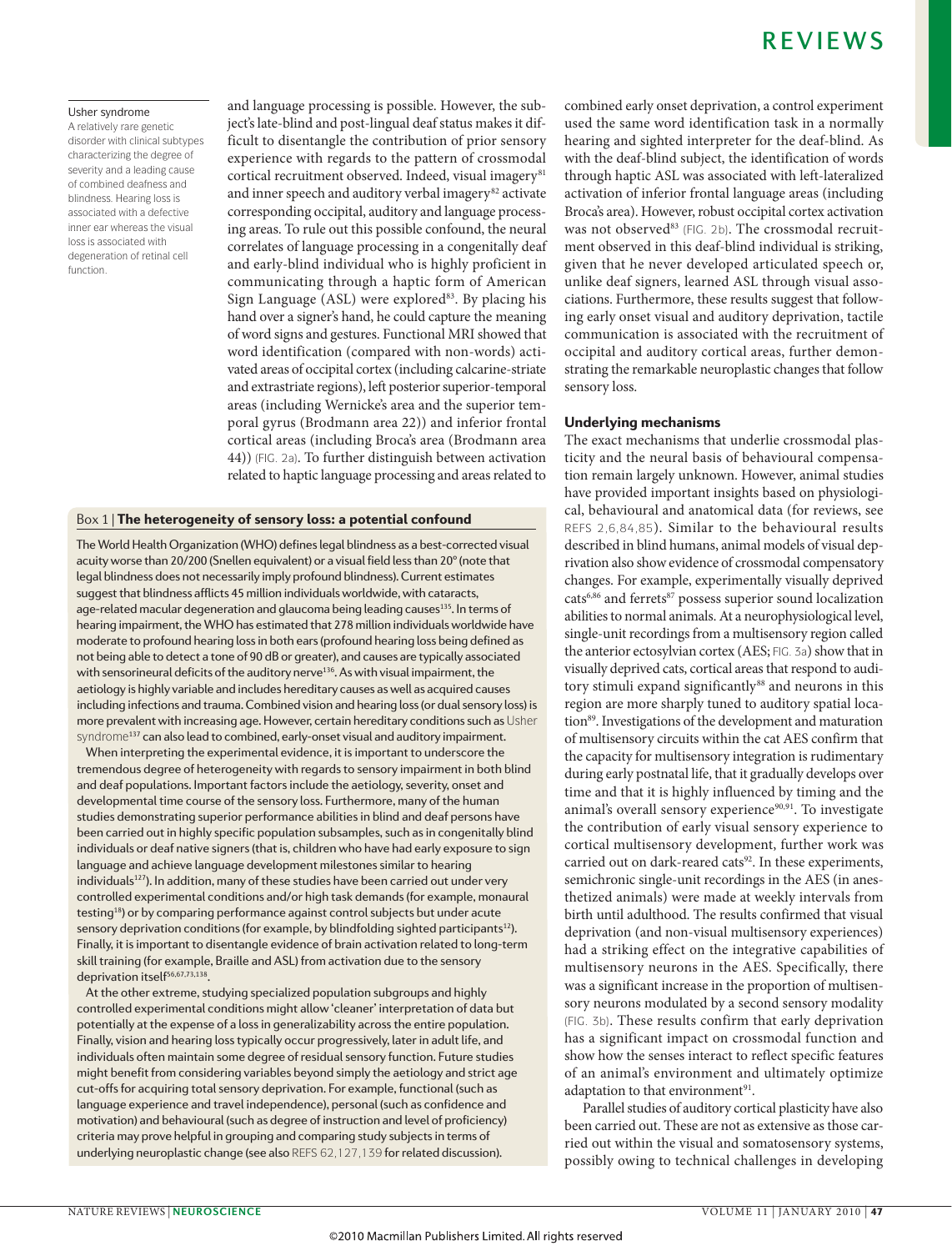and language processing is possible. However, the subject's late-blind and post-lingual deaf status makes it difficult to disentangle the contribution of prior sensory experience with regards to the pattern of crossmodal cortical recruitment observed. Indeed, visual imagery[81] and inner speech and auditory verbal imagery[82] activate corresponding occipital, auditory and language processing areas. To rule out this possible confound, the neural correlates of language processing in a congenitally deaf and early-blind individual who is highly proficient in communicating through a haptic form of American Sign Language (ASL) were explored[83]. By placing his hand over a signer's hand, he could capture the meaning of word signs and gestures. Functional MRI showed that word identification (compared with non-words) activated areas of occipital cortex (including calcarine-striate and extrastriate regions), left posterior superior-temporal areas (including Wernicke's area and the superior temporal gyrus (Brodmann area 22)) and inferior frontal cortical areas (including Broca's area (Brodmann area 44)) (FIG. 2a). To further distinguish between activation related to haptic language processing and areas related to combined early onset deprivation, a control experiment used the same word identification task in a normally hearing and sighted interpreter for the deaf-blind. As with the deaf-blind subject, the identification of words through haptic ASL was associated with left-lateralized activation of inferior frontal language areas (including Broca's area). However, robust occipital cortex activation was not observed[83] (FIG. 2b). The crossmodal recruitment observed in this deaf-blind individual is striking, given that he never developed articulated speech or, unlike deaf signers, learned ASL through visual associations. Furthermore, these results suggest that following early onset visual and auditory deprivation, tactile communication is associated with the recruitment of occipital and auditory cortical areas, further demonstrating the remarkable neuroplastic changes that follow sensory loss.

**Usher syndrome**
A relatively rare genetic disorder with clinical subtypes characterizing the degree of severity and a leading cause of combined deafness and blindness. Hearing loss is associated with a defective inner ear whereas the visual loss is associated with degeneration of retinal cell function.

### Box 1 | The heterogeneity of sensory loss: a potential confound

The World Health Organization (WHO) defines legal blindness as a best-corrected visual acuity worse than 20/200 (Snellen equivalent) or a visual field less than 20° (note that legal blindness does not necessarily imply profound blindness). Current estimates suggest that blindness afflicts 45 million individuals worldwide, with cataracts, age-related macular degeneration and glaucoma being leading causes[135]. In terms of hearing impairment, the WHO has estimated that 278 million individuals worldwide have moderate to profound hearing loss in both ears (profound hearing loss being defined as not being able to detect a tone of 90 dB or greater), and causes are typically associated with sensorineural deficits of the auditory nerve[136]. As with visual impairment, the aetiology is highly variable and includes hereditary causes as well as acquired causes including infections and trauma. Combined vision and hearing loss (or dual sensory loss) is more prevalent with increasing age. However, certain hereditary conditions such as Usher syndrome[137] can also lead to combined, early-onset visual and auditory impairment.

When interpreting the experimental evidence, it is important to underscore the tremendous degree of heterogeneity with regards to sensory impairment in both blind and deaf populations. Important factors include the aetiology, severity, onset and developmental time course of the sensory loss. Furthermore, many of the human studies demonstrating superior performance abilities in blind and deaf persons have been carried out in highly specific population subsamples, such as in congenitally blind individuals or deaf native signers (that is, children who have had early exposure to sign language and achieve language development milestones similar to hearing individuals[127]). In addition, many of these studies have been carried out under very controlled experimental conditions and/or high task demands (for example, monaural testing[18]) or by comparing performance against control subjects but under acute sensory deprivation conditions (for example, by blindfolding sighted participants[12]). Finally, it is important to disentangle evidence of brain activation related to long-term skill training (for example, Braille and ASL) from activation due to the sensory deprivation itself[56,67,73,138].

At the other extreme, studying specialized population subgroups and highly controlled experimental conditions might allow 'cleaner' interpretation of data but potentially at the expense of a loss in generalizability across the entire population. Finally, vision and hearing loss typically occur progressively, later in adult life, and individuals often maintain some degree of residual sensory function. Future studies might benefit from considering variables beyond simply the aetiology and strict age cut-offs for acquiring total sensory deprivation. For example, functional (such as language experience and travel independence), personal (such as confidence and motivation) and behavioural (such as degree of instruction and level of proficiency) criteria may prove helpful in grouping and comparing study subjects in terms of underlying neuroplastic change (see also REFS 62,127,139 for related discussion).

## Underlying mechanisms

The exact mechanisms that underlie crossmodal plasticity and the neural basis of behavioural compensation remain largely unknown. However, animal studies have provided important insights based on physiological, behavioural and anatomical data (for reviews, see REFS 2,6,84,85). Similar to the behavioural results described in blind humans, animal models of visual deprivation also show evidence of crossmodal compensatory changes. For example, experimentally visually deprived cats[6,86] and ferrets[87] possess superior sound localization abilities to normal animals. At a neurophysiological level, single-unit recordings from a multisensory region called the anterior ectosylvian cortex (AES; FIG. 3a) show that in visually deprived cats, cortical areas that respond to auditory stimuli expand significantly[88] and neurons in this region are more sharply tuned to auditory spatial location[89]. Investigations of the development and maturation of multisensory circuits within the cat AES confirm that the capacity for multisensory integration is rudimentary during early postnatal life, that it gradually develops over time and that it is highly influenced by timing and the animal's overall sensory experience[90,91]. To investigate the contribution of early visual sensory experience to cortical multisensory development, further work was carried out on dark-reared cats[92]. In these experiments, semichronic single-unit recordings in the AES (in anesthetized animals) were made at weekly intervals from birth until adulthood. The results confirmed that visual deprivation (and non-visual multisensory experiences) had a striking effect on the integrative capabilities of multisensory neurons in the AES. Specifically, there was a significant increase in the proportion of multisensory neurons modulated by a second sensory modality (FIG. 3b). These results confirm that early deprivation has a significant impact on crossmodal function and show how the senses interact to reflect specific features of an animal's environment and ultimately optimize adaptation to that environment[91].

Parallel studies of auditory cortical plasticity have also been carried out. These are not as extensive as those carried out within the visual and somatosensory systems, possibly owing to technical challenges in developing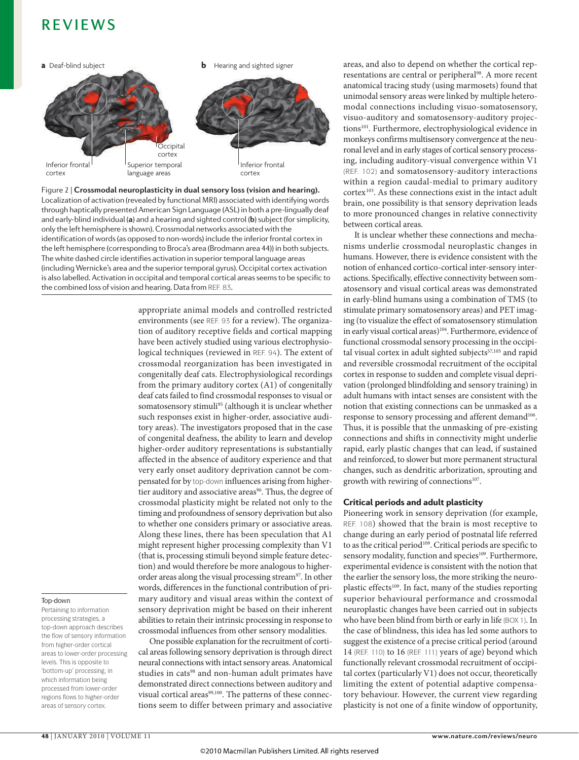Figure 2 | **Crossmodal neuroplasticity in dual sensory loss (vision and hearing).** Localization of activation (revealed by functional MRI) associated with identifying words through haptically presented American Sign Language (ASL) in both a pre-lingually deaf and early-blind individual (**a**) and a hearing and sighted control (**b**) subject (for simplicity, only the left hemisphere is shown). Crossmodal networks associated with the identification of words (as opposed to non-words) include the inferior frontal cortex in the left hemisphere (corresponding to Broca's area (Brodmann area 44)) in both subjects. The white dashed circle identifies activation in superior temporal language areas (including Wernicke's area and the superior temporal gyrus). Occipital cortex activation is also labelled. Activation in occipital and temporal cortical areas seems to be specific to the combined loss of vision and hearing. Data from REF. 83.

appropriate animal models and controlled restricted environments (see REF. 93 for a review). The organization of auditory receptive fields and cortical mapping have been actively studied using various electrophysiological techniques (reviewed in REF. 94). The extent of crossmodal reorganization has been investigated in congenitally deaf cats. Electrophysiological recordings from the primary auditory cortex (A1) of congenitally deaf cats failed to find crossmodal responses to visual or somatosensory stimuli[95] (although it is unclear whether such responses exist in higher-order, associative auditory areas). The investigators proposed that in the case of congenital deafness, the ability to learn and develop higher-order auditory representations is substantially affected in the absence of auditory experience and that very early onset auditory deprivation cannot be compensated for by top-down influences arising from higher-tier auditory and associative areas[96]. Thus, the degree of crossmodal plasticity might be related not only to the timing and profoundness of sensory deprivation but also to whether one considers primary or associative areas. Along these lines, there has been speculation that A1 might represent higher processing complexity than V1 (that is, processing stimuli beyond simple feature detection) and would therefore be more analogous to higher-order areas along the visual processing stream[97]. In other words, differences in the functional contribution of primary auditory and visual areas within the context of sensory deprivation might be based on their inherent abilities to retain their intrinsic processing in response to crossmodal influences from other sensory modalities.

One possible explanation for the recruitment of cortical areas following sensory deprivation is through direct neural connections with intact sensory areas. Anatomical studies in cats[98] and non-human adult primates have demonstrated direct connections between auditory and visual cortical areas[99,100]. The patterns of these connections seem to differ between primary and associative areas, and also to depend on whether the cortical representations are central or peripheral[98]. A more recent anatomical tracing study (using marmosets) found that unimodal sensory areas were linked by multiple heteromodal connections including visuo-somatosensory, visuo-auditory and somatosensory-auditory projections[101]. Furthermore, electrophysiological evidence in monkeys confirms multisensory convergence at the neuronal level and in early stages of cortical sensory processing, including auditory-visual convergence within V1 (REF. 102) and somatosensory-auditory interactions within a region caudal-medial to primary auditory cortex[103]. As these connections exist in the intact adult brain, one possibility is that sensory deprivation leads to more pronounced changes in relative connectivity between cortical areas.

It is unclear whether these connections and mechanisms underlie crossmodal neuroplastic changes in humans. However, there is evidence consistent with the notion of enhanced cortico-cortical inter-sensory interactions. Specifically, effective connectivity between somatosensory and visual cortical areas was demonstrated in early-blind humans using a combination of TMS (to stimulate primary somatosensory areas) and PET imaging (to visualize the effect of somatosensory stimulation in early visual cortical areas)[104]. Furthermore, evidence of functional crossmodal sensory processing in the occipital visual cortex in adult sighted subjects[57,105] and rapid and reversible crossmodal recruitment of the occipital cortex in response to sudden and complete visual deprivation (prolonged blindfolding and sensory training) in adult humans with intact senses are consistent with the notion that existing connections can be unmasked as a response to sensory processing and afferent demand[106]. Thus, it is possible that the unmasking of pre-existing connections and shifts in connectivity might underlie rapid, early plastic changes that can lead, if sustained and reinforced, to slower but more permanent structural changes, such as dendritic arborization, sprouting and growth with rewiring of connections[107].

**Top-down**
Pertaining to information processing strategies, a top-down approach describes the flow of sensory information from higher-order cortical areas to lower-order processing levels. This is opposite to 'bottom-up' processing, in which information being processed from lower-order regions flows to higher-order areas of sensory cortex.

### Critical periods and adult plasticity

Pioneering work in sensory deprivation (for example, REF. 108) showed that the brain is most receptive to change during an early period of postnatal life referred to as the critical period[109]. Critical periods are specific to sensory modality, function and species[109]. Furthermore, experimental evidence is consistent with the notion that the earlier the sensory loss, the more striking the neuroplastic effects[109]. In fact, many of the studies reporting superior behavioural performance and crossmodal neuroplastic changes have been carried out in subjects who have been blind from birth or early in life (BOX 1). In the case of blindness, this idea has led some authors to suggest the existence of a precise critical period (around 14 (REF. 110) to 16 (REF. 111) years of age) beyond which functionally relevant crossmodal recruitment of occipital cortex (particularly V1) does not occur, theoretically limiting the extent of potential adaptive compensatory behaviour. However, the current view regarding plasticity is not one of a finite window of opportunity,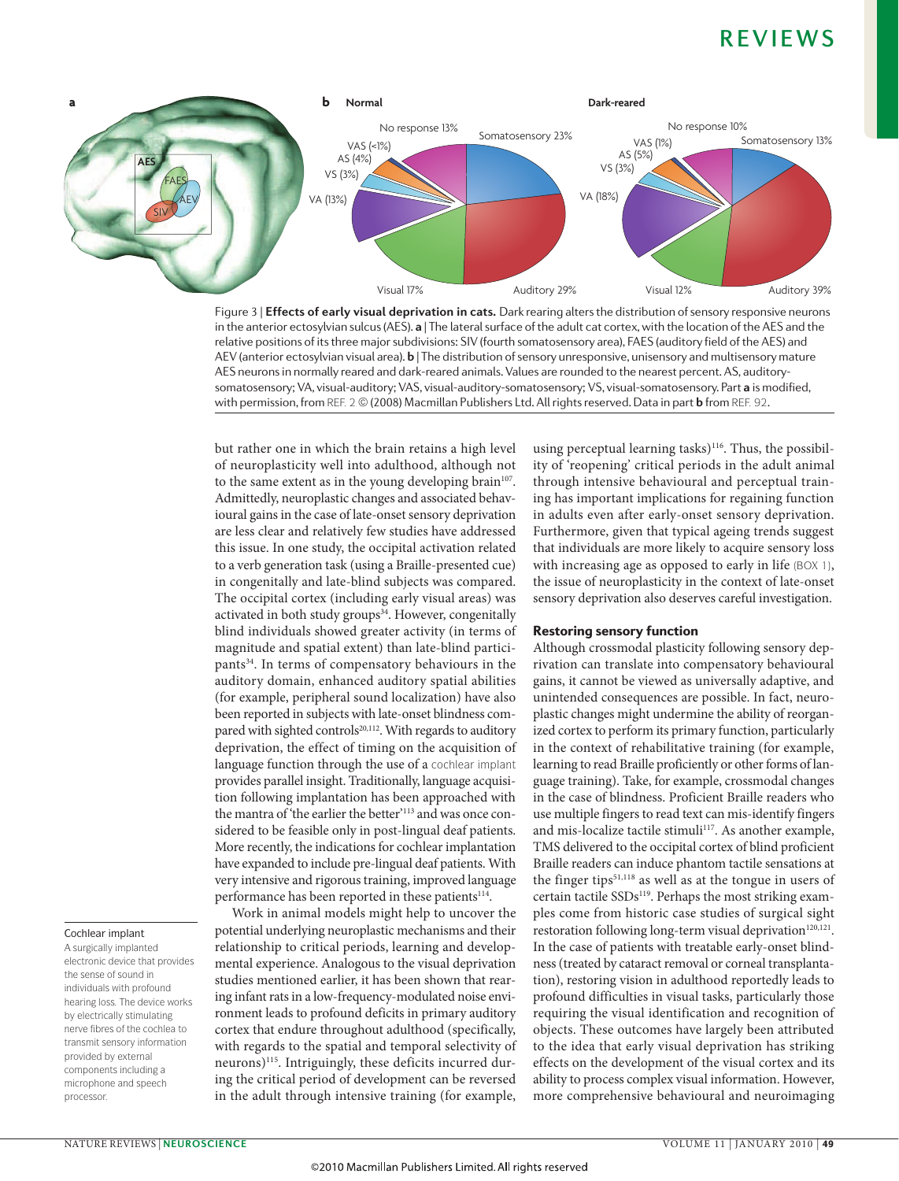Figure 3 | **Effects of early visual deprivation in cats.** Dark rearing alters the distribution of sensory responsive neurons in the anterior ectosylvian sulcus (AES). **a** | The lateral surface of the adult cat cortex, with the location of the AES and the relative positions of its three major subdivisions: SIV (fourth somatosensory area), FAES (auditory field of the AES) and AEV (anterior ectosylvian visual area). **b** | The distribution of sensory unresponsive, unisensory and multisensory mature AES neurons in normally reared and dark-reared animals. Values are rounded to the nearest percent. AS, auditory-somatosensory; VA, visual-auditory; VAS, visual-auditory-somatosensory; VS, visual-somatosensory. Part **a** is modified, with permission, from REF. 2 © (2008) Macmillan Publishers Ltd. All rights reserved. Data in part **b** from REF. 92.

but rather one in which the brain retains a high level of neuroplasticity well into adulthood, although not to the same extent as in the young developing brain[107]. Admittedly, neuroplastic changes and associated behavioural gains in the case of late-onset sensory deprivation are less clear and relatively few studies have addressed this issue. In one study, the occipital activation related to a verb generation task (using a Braille-presented cue) in congenitally and late-blind subjects was compared. The occipital cortex (including early visual areas) was activated in both study groups[34]. However, congenitally blind individuals showed greater activity (in terms of magnitude and spatial extent) than late-blind participants[34]. In terms of compensatory behaviours in the auditory domain, enhanced auditory spatial abilities (for example, peripheral sound localization) have also been reported in subjects with late-onset blindness compared with sighted controls[20,112]. With regards to auditory deprivation, the effect of timing on the acquisition of language function through the use of a cochlear implant provides parallel insight. Traditionally, language acquisition following implantation has been approached with the mantra of 'the earlier the better'[113] and was once considered to be feasible only in post-lingual deaf patients. More recently, the indications for cochlear implantation have expanded to include pre-lingual deaf patients. With very intensive and rigorous training, improved language performance has been reported in these patients[114].

**Cochlear implant**
A surgically implanted electronic device that provides the sense of sound in individuals with profound hearing loss. The device works by electrically stimulating nerve fibres of the cochlea to transmit sensory information provided by external components including a microphone and speech processor.

Work in animal models might help to uncover the potential underlying neuroplastic mechanisms and their relationship to critical periods, learning and developmental experience. Analogous to the visual deprivation studies mentioned earlier, it has been shown that rearing infant rats in a low-frequency-modulated noise environment leads to profound deficits in primary auditory cortex that endure throughout adulthood (specifically, with regards to the spatial and temporal selectivity of neurons)[115]. Intriguingly, these deficits incurred during the critical period of development can be reversed in the adult through intensive training (for example, using perceptual learning tasks)[116]. Thus, the possibility of 'reopening' critical periods in the adult animal through intensive behavioural and perceptual training has important implications for regaining function in adults even after early-onset sensory deprivation. Furthermore, given that typical ageing trends suggest that individuals are more likely to acquire sensory loss with increasing age as opposed to early in life (BOX 1), the issue of neuroplasticity in the context of late-onset sensory deprivation also deserves careful investigation.

## Restoring sensory function

Although crossmodal plasticity following sensory deprivation can translate into compensatory behavioural gains, it cannot be viewed as universally adaptive, and unintended consequences are possible. In fact, neuroplastic changes might undermine the ability of reorganized cortex to perform its primary function, particularly in the context of rehabilitative training (for example, learning to read Braille proficiently or other forms of language training). Take, for example, crossmodal changes in the case of blindness. Proficient Braille readers who use multiple fingers to read text can mis-identify fingers and mis-localize tactile stimuli[117]. As another example, TMS delivered to the occipital cortex of blind proficient Braille readers can induce phantom tactile sensations at the finger tips[51,118] as well as at the tongue in users of certain tactile SSDs[119]. Perhaps the most striking examples come from historic case studies of surgical sight restoration following long-term visual deprivation[120,121]. In the case of patients with treatable early-onset blindness (treated by cataract removal or corneal transplantation), restoring vision in adulthood reportedly leads to profound difficulties in visual tasks, particularly those requiring the visual identification and recognition of objects. These outcomes have largely been attributed to the idea that early visual deprivation has striking effects on the development of the visual cortex and its ability to process complex visual information. However, more comprehensive behavioural and neuroimaging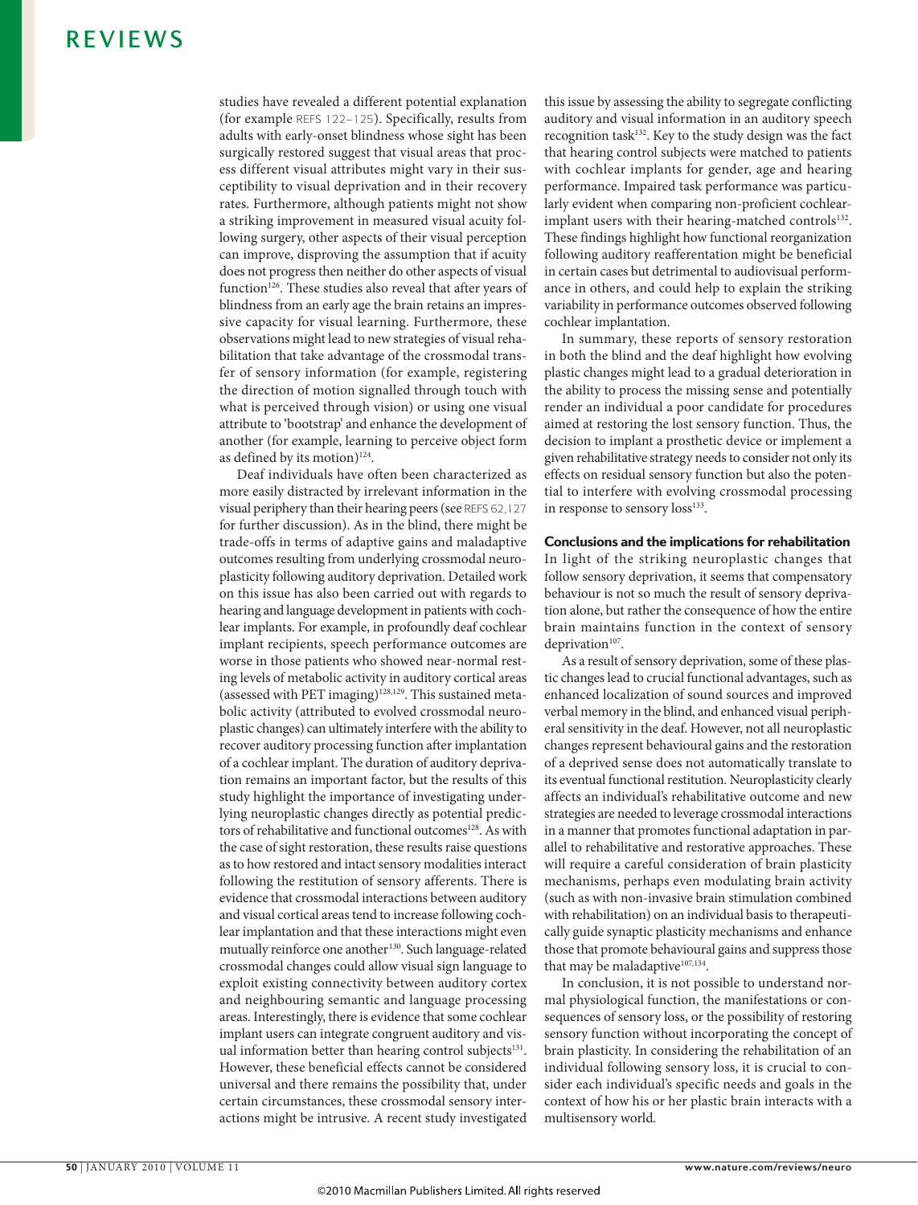studies have revealed a different potential explanation (for example REFS 122–125). Specifically, results from adults with early-onset blindness whose sight has been surgically restored suggest that visual areas that process different visual attributes might vary in their susceptibility to visual deprivation and in their recovery rates. Furthermore, although patients might not show a striking improvement in measured visual acuity following surgery, other aspects of their visual perception can improve, disproving the assumption that if acuity does not progress then neither do other aspects of visual function[126]. These studies also reveal that after years of blindness from an early age the brain retains an impressive capacity for visual learning. Furthermore, these observations might lead to new strategies of visual rehabilitation that take advantage of the crossmodal transfer of sensory information (for example, registering the direction of motion signalled through touch with what is perceived through vision) or using one visual attribute to 'bootstrap' and enhance the development of another (for example, learning to perceive object form as defined by its motion)[124].

Deaf individuals have often been characterized as more easily distracted by irrelevant information in the visual periphery than their hearing peers (see REFS 62,127 for further discussion). As in the blind, there might be trade-offs in terms of adaptive gains and maladaptive outcomes resulting from underlying crossmodal neuroplasticity following auditory deprivation. Detailed work on this issue has also been carried out with regards to hearing and language development in patients with cochlear implants. For example, in profoundly deaf cochlear implant recipients, speech performance outcomes are worse in those patients who showed near-normal resting levels of metabolic activity in auditory cortical areas (assessed with PET imaging)[128,129]. This sustained metabolic activity (attributed to evolved crossmodal neuroplastic changes) can ultimately interfere with the ability to recover auditory processing function after implantation of a cochlear implant. The duration of auditory deprivation remains an important factor, but the results of this study highlight the importance of investigating underlying neuroplastic changes directly as potential predictors of rehabilitative and functional outcomes[128]. As with the case of sight restoration, these results raise questions as to how restored and intact sensory modalities interact following the restitution of sensory afferents. There is evidence that crossmodal interactions between auditory and visual cortical areas tend to increase following cochlear implantation and that these interactions might even mutually reinforce one another[130]. Such language-related crossmodal changes could allow visual sign language to exploit existing connectivity between auditory cortex and neighbouring semantic and language processing areas. Interestingly, there is evidence that some cochlear implant users can integrate congruent auditory and visual information better than hearing control subjects[131]. However, these beneficial effects cannot be considered universal and there remains the possibility that, under certain circumstances, these crossmodal sensory interactions might be intrusive. A recent study investigated this issue by assessing the ability to segregate conflicting auditory and visual information in an auditory speech recognition task[132]. Key to the study design was the fact that hearing control subjects were matched to patients with cochlear implants for gender, age and hearing performance. Impaired task performance was particularly evident when comparing non-proficient cochlear-implant users with their hearing-matched controls[132]. These findings highlight how functional reorganization following auditory reafferentation might be beneficial in certain cases but detrimental to audiovisual performance in others, and could help to explain the striking variability in performance outcomes observed following cochlear implantation.

In summary, these reports of sensory restoration in both the blind and the deaf highlight how evolving plastic changes might lead to a gradual deterioration in the ability to process the missing sense and potentially render an individual a poor candidate for procedures aimed at restoring the lost sensory function. Thus, the decision to implant a prosthetic device or implement a given rehabilitative strategy needs to consider not only its effects on residual sensory function but also the potential to interfere with evolving crossmodal processing in response to sensory loss[133].

## Conclusions and the implications for rehabilitation

In light of the striking neuroplastic changes that follow sensory deprivation, it seems that compensatory behaviour is not so much the result of sensory deprivation alone, but rather the consequence of how the entire brain maintains function in the context of sensory deprivation[107].

As a result of sensory deprivation, some of these plastic changes lead to crucial functional advantages, such as enhanced localization of sound sources and improved verbal memory in the blind, and enhanced visual peripheral sensitivity in the deaf. However, not all neuroplastic changes represent behavioural gains and the restoration of a deprived sense does not automatically translate to its eventual functional restitution. Neuroplasticity clearly affects an individual's rehabilitative outcome and new strategies are needed to leverage crossmodal interactions in a manner that promotes functional adaptation in parallel to rehabilitative and restorative approaches. These will require a careful consideration of brain plasticity mechanisms, perhaps even modulating brain activity (such as with non-invasive brain stimulation combined with rehabilitation) on an individual basis to therapeutically guide synaptic plasticity mechanisms and enhance those that promote behavioural gains and suppress those that may be maladaptive[107,134].

In conclusion, it is not possible to understand normal physiological function, the manifestations or consequences of sensory loss, or the possibility of restoring sensory function without incorporating the concept of brain plasticity. In considering the rehabilitation of an individual following sensory loss, it is crucial to consider each individual's specific needs and goals in the context of how his or her plastic brain interacts with a multisensory world.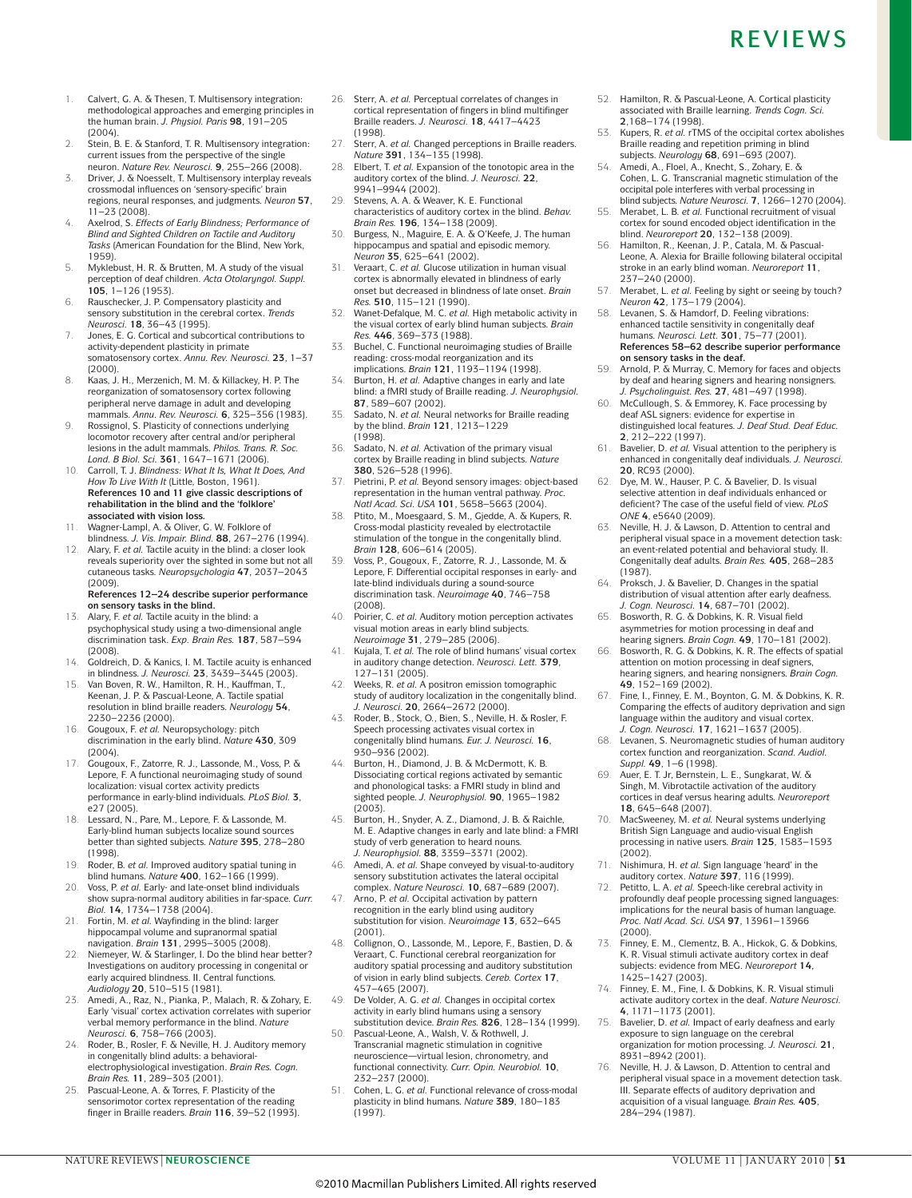1. Calvert, G. A. & Thesen, T. Multisensory integration: methodological approaches and emerging principles in the human brain. *J. Physiol. Paris* **98**, 191–205 (2004).
2. Stein, B. E. & Stanford, T. R. Multisensory integration: current issues from the perspective of the single neuron. *Nature Rev. Neurosci.* **9**, 255–266 (2008).
3. Driver, J. & Noesselt, T. Multisensory interplay reveals crossmodal influences on 'sensory-specific' brain regions, neural responses, and judgments. *Neuron* **57**, 11–23 (2008).
4. Axelrod, S. *Effects of Early Blindness; Performance of Blind and Sighted Children on Tactile and Auditory Tasks* (American Foundation for the Blind, New York, 1959).
5. Myklebust, H. R. & Brutten, M. A study of the visual perception of deaf children. *Acta Otolaryngol. Suppl.* **105**, 1–126 (1953).
6. Rauschecker, J. P. Compensatory plasticity and sensory substitution in the cerebral cortex. *Trends Neurosci.* **18**, 36–43 (1995).
7. Jones, E. G. Cortical and subcortical contributions to activity-dependent plasticity in primate somatosensory cortex. *Annu. Rev. Neurosci.* **23**, 1–37 (2000).
8. Kaas, J. H., Merzenich, M. M. & Killackey, H. P. The reorganization of somatosensory cortex following peripheral nerve damage in adult and developing mammals. *Annu. Rev. Neurosci.* **6**, 325–356 (1983).
9. Rossignol, S. Plasticity of connections underlying locomotor recovery after central and/or peripheral lesions in the adult mammals. *Philos. Trans. R. Soc. Lond. B Biol. Sci.* **361**, 1647–1671 (2006).
10. Carroll, T. J. *Blindness: What It Is, What It Does, And How To Live With It* (Little, Boston, 1961). **References 10 and 11 give classic descriptions of rehabilitation in the blind and the 'folklore' associated with vision loss.**
11. Wagner-Lampl, A. & Oliver, G. W. Folklore of blindness. *J. Vis. Impair. Blind.* **88**, 267–276 (1994).
12. Alary, F. *et al.* Tactile acuity in the blind: a closer look reveals superiority over the sighted in some but not all cutaneous tasks. *Neuropsychologia* **47**, 2037–2043 (2009). **References 12–24 describe superior performance on sensory tasks in the blind.**
13. Alary, F. *et al.* Tactile acuity in the blind: a psychophysical study using a two-dimensional angle discrimination task. *Exp. Brain Res.* **187**, 587–594 (2008).
14. Goldreich, D. & Kanics, I. M. Tactile acuity is enhanced in blindness. *J. Neurosci.* **23**, 3439–3445 (2003).
15. Van Boven, R. W., Hamilton, R. H., Kauffman, T., Keenan, J. P. & Pascual-Leone, A. Tactile spatial resolution in blind braille readers. *Neurology* **54**, 2230–2236 (2000).
16. Gougoux, F. *et al.* Neuropsychology: pitch discrimination in the early blind. *Nature* **430**, 309 (2004).
17. Gougoux, F., Zatorre, R. J., Lassonde, M., Voss, P. & Lepore, F. A functional neuroimaging study of sound localization: visual cortex activity predicts performance in early-blind individuals. *PLoS Biol.* **3**, e27 (2005).
18. Lessard, N., Pare, M., Lepore, F. & Lassonde, M. Early-blind human subjects localize sound sources better than sighted subjects. *Nature* **395**, 278–280 (1998).
19. Roder, B. *et al.* Improved auditory spatial tuning in blind humans. *Nature* **400**, 162–166 (1999).
20. Voss, P. *et al.* Early- and late-onset blind individuals show supra-normal auditory abilities in far-space. *Curr. Biol.* **14**, 1734–1738 (2004).
21. Fortin, M. *et al.* Wayfinding in the blind: larger hippocampal volume and supranormal spatial navigation. *Brain* **131**, 2995–3005 (2008).
22. Niemeyer, W. & Starlinger, I. Do the blind hear better? Investigations on auditory processing in congenital or early acquired blindness. II. Central functions. *Audiology* **20**, 510–515 (1981).
23. Amedi, A., Raz, N., Pianka, P., Malach, R. & Zohary, E. Early 'visual' cortex activation correlates with superior verbal memory performance in the blind. *Nature Neurosci.* **6**, 758–766 (2003).
24. Roder, B., Rosler, F. & Neville, H. J. Auditory memory in congenitally blind adults: a behavioral-electrophysiological investigation. *Brain Res. Cogn. Brain Res.* **11**, 289–303 (2001).
25. Pascual-Leone, A. & Torres, F. Plasticity of the sensorimotor cortex representation of the reading finger in Braille readers. *Brain* **116**, 39–52 (1993).
26. Sterr, A. *et al.* Perceptual correlates of changes in cortical representation of fingers in blind multifinger Braille readers. *J. Neurosci.* **18**, 4417–4423 (1998).
27. Sterr, A. *et al.* Changed perceptions in Braille readers. *Nature* **391**, 134–135 (1998).
28. Elbert, T. *et al.* Expansion of the tonotopic area in the auditory cortex of the blind. *J. Neurosci.* **22**, 9941–9944 (2002).
29. Stevens, A. A. & Weaver, K. E. Functional characteristics of auditory cortex in the blind. *Behav. Brain Res.* **196**, 134–138 (2009).
30. Burgess, N., Maguire, E. A. & O'Keefe, J. The human hippocampus and spatial and episodic memory. *Neuron* **35**, 625–641 (2002).
31. Veraart, C. *et al.* Glucose utilization in human visual cortex is abnormally elevated in blindness of early onset but decreased in blindness of late onset. *Brain Res.* **510**, 115–121 (1990).
32. Wanet-Defalque, M. C. *et al.* High metabolic activity in the visual cortex of early blind human subjects. *Brain Res.* **446**, 369–373 (1988).
33. Buchel, C. Functional neuroimaging studies of Braille reading: cross-modal reorganization and its implications. *Brain* **121**, 1193–1194 (1998).
34. Burton, H. *et al.* Adaptive changes in early and late blind: a fMRI study of Braille reading. *J. Neurophysiol.* **87**, 589–607 (2002).
35. Sadato, N. *et al.* Neural networks for Braille reading by the blind. *Brain* **121**, 1213–1229 (1998).
36. Sadato, N. *et al.* Activation of the primary visual cortex by Braille reading in blind subjects. *Nature* **380**, 526–528 (1996).
37. Pietrini, P. *et al.* Beyond sensory images: object-based representation in the human ventral pathway. *Proc. Natl Acad. Sci. USA* **101**, 5658–5663 (2004).
38. Ptito, M., Moesgaard, S. M., Gjedde, A. & Kupers, R. Cross-modal plasticity revealed by electrotactile stimulation of the tongue in the congenitally blind. *Brain* **128**, 606–614 (2005).
39. Voss, P., Gougoux, F., Zatorre, R. J., Lassonde, M. & Lepore, F. Differential occipital responses in early- and late-blind individuals during a sound-source discrimination task. *Neuroimage* **40**, 746–758 (2008).
40. Poirier, C. *et al.* Auditory motion perception activates visual motion areas in early blind subjects. *Neuroimage* **31**, 279–285 (2006).
41. Kujala, T. *et al.* The role of blind humans' visual cortex in auditory change detection. *Neurosci. Lett.* **379**, 127–131 (2005).
42. Weeks, R. *et al.* A positron emission tomographic study of auditory localization in the congenitally blind. *J. Neurosci.* **20**, 2664–2672 (2000).
43. Roder, B., Stock, O., Bien, S., Neville, H. & Rosler, F. Speech processing activates visual cortex in congenitally blind humans. *Eur. J. Neurosci.* **16**, 930–936 (2002).
44. Burton, H., Diamond, J. B. & McDermott, K. B. Dissociating cortical regions activated by semantic and phonological tasks: a FMRI study in blind and sighted people. *J. Neurophysiol.* **90**, 1965–1982 (2003).
45. Burton, H., Snyder, A. Z., Diamond, J. B. & Raichle, M. E. Adaptive changes in early and late blind: a FMRI study of verb generation to heard nouns. *J. Neurophysiol.* **88**, 3359–3371 (2002).
46. Amedi, A. *et al.* Shape conveyed by visual-to-auditory sensory substitution activates the lateral occipital complex. *Nature Neurosci.* **10**, 687–689 (2007).
47. Arno, P. *et al.* Occipital activation by pattern recognition in the early blind using auditory substitution for vision. *Neuroimage* **13**, 632–645 (2001).
48. Collignon, O., Lassonde, M., Lepore, F., Bastien, D. & Veraart, C. Functional cerebral reorganization for auditory spatial processing and auditory substitution of vision in early blind subjects. *Cereb. Cortex* **17**, 457–465 (2007).
49. De Volder, A. G. *et al.* Changes in occipital cortex activity in early blind humans using a sensory substitution device. *Brain Res.* **826**, 128–134 (1999).
50. Pascual-Leone, A., Walsh, V. & Rothwell, J. Transcranial magnetic stimulation in cognitive neuroscience—virtual lesion, chronometry, and functional connectivity. *Curr. Opin. Neurobiol.* **10**, 232–237 (2000).
51. Cohen, L. G. *et al.* Functional relevance of cross-modal plasticity in blind humans. *Nature* **389**, 180–183 (1997).
52. Hamilton, R. & Pascual-Leone, A. Cortical plasticity associated with Braille learning. *Trends Cogn. Sci.* **2**,168–174 (1998).
53. Kupers, R. *et al.* rTMS of the occipital cortex abolishes Braille reading and repetition priming in blind subjects. *Neurology* **68**, 691–693 (2007).
54. Amedi, A., Floel, A., Knecht, S., Zohary, E. & Cohen, L. G. Transcranial magnetic stimulation of the occipital pole interferes with verbal processing in blind subjects. *Nature Neurosci.* **7**, 1266–1270 (2004).
55. Merabet, L. B. *et al.* Functional recruitment of visual cortex for sound encoded object identification in the blind. *Neuroreport* **20**, 132–138 (2009).
56. Hamilton, R., Keenan, J. P., Catala, M. & Pascual-Leone, A. Alexia for Braille following bilateral occipital stroke in an early blind woman. *Neuroreport* **11**, 237–240 (2000).
57. Merabet, L. *et al.* Feeling by sight or seeing by touch? *Neuron* **42**, 173–179 (2004).
58. Levanen, S. & Hamdorf, D. Feeling vibrations: enhanced tactile sensitivity in congenitally deaf humans. *Neurosci. Lett.* **301**, 75–77 (2001). **References 58–62 describe superior performance on sensory tasks in the deaf.**
59. Arnold, P. & Murray, C. Memory for faces and objects by deaf and hearing signers and hearing nonsigners. *J. Psycholinguist. Res.* **27**, 481–497 (1998).
60. McCullough, S. & Emmorey, K. Face processing by deaf ASL signers: evidence for expertise in distinguished local features. *J. Deaf Stud. Deaf Educ.* **2**, 212–222 (1997).
61. Bavelier, D. *et al.* Visual attention to the periphery is enhanced in congenitally deaf individuals. *J. Neurosci.* **20**, RC93 (2000).
62. Dye, M. W., Hauser, P. C. & Bavelier, D. Is visual selective attention in deaf individuals enhanced or deficient? The case of the useful field of view. *PLoS ONE* **4**, e5640 (2009).
63. Neville, H. J. & Lawson, D. Attention to central and peripheral visual space in a movement detection task: an event-related potential and behavioral study. II. Congenitally deaf adults. *Brain Res.* **405**, 268–283 (1987).
64. Proksch, J. & Bavelier, D. Changes in the spatial distribution of visual attention after early deafness. *J. Cogn. Neurosci.* **14**, 687–701 (2002).
65. Bosworth, R. G. & Dobkins, K. R. Visual field asymmetries for motion processing in deaf and hearing signers. *Brain Cogn.* **49**, 170–181 (2002).
66. Bosworth, R. G. & Dobkins, K. R. The effects of spatial attention on motion processing in deaf signers, hearing signers, and hearing nonsigners. *Brain Cogn.* **49**, 152–169 (2002).
67. Fine, I., Finney, E. M., Boynton, G. M. & Dobkins, K. R. Comparing the effects of auditory deprivation and sign language within the auditory and visual cortex. *J. Cogn. Neurosci.* **17**, 1621–1637 (2005).
68. Levanen, S. Neuromagnetic studies of human auditory cortex function and reorganization. *Scand. Audiol. Suppl.* **49**, 1–6 (1998).
69. Auer, E. T. Jr, Bernstein, L. E., Sungkarat, W. & Singh, M. Vibrotactile activation of the auditory cortices in deaf versus hearing adults. *Neuroreport* **18**, 645–648 (2007).
70. MacSweeney, M. *et al.* Neural systems underlying British Sign Language and audio-visual English processing in native users. *Brain* **125**, 1583–1593 (2002).
71. Nishimura, H. *et al.* Sign language 'heard' in the auditory cortex. *Nature* **397**, 116 (1999).
72. Petitto, L. A. *et al.* Speech-like cerebral activity in profoundly deaf people processing signed languages: implications for the neural basis of human language. *Proc. Natl Acad. Sci. USA* **97**, 13961–13966 (2000).
73. Finney, E. M., Clementz, B. A., Hickok, G. & Dobkins, K. R. Visual stimuli activate auditory cortex in deaf subjects: evidence from MEG. *Neuroreport* **14**, 1425–1427 (2003).
74. Finney, E. M., Fine, I. & Dobkins, K. R. Visual stimuli activate auditory cortex in the deaf. *Nature Neurosci.* **4**, 1171–1173 (2001).
75. Bavelier, D. *et al.* Impact of early deafness and early exposure to sign language on the cerebral organization for motion processing. *J. Neurosci.* **21**, 8931–8942 (2001).
76. Neville, H. J. & Lawson, D. Attention to central and peripheral visual space in a movement detection task. III. Separate effects of auditory deprivation and acquisition of a visual language. *Brain Res.* **405**, 284–294 (1987).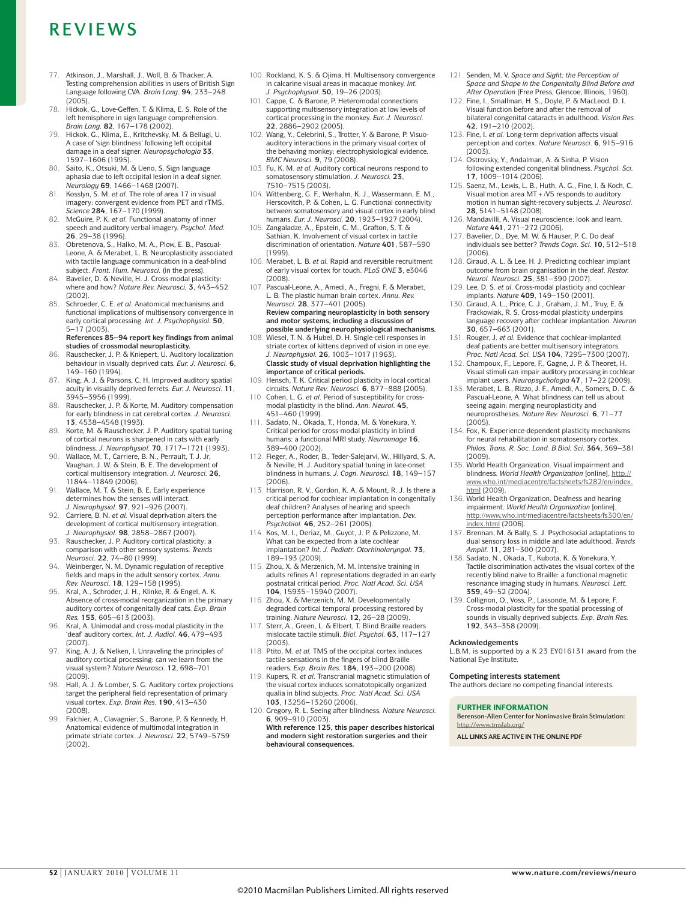77. Atkinson, J., Marshall, J., Woll, B. & Thacker, A. Testing comprehension abilities in users of British Sign Language following CVA. *Brain Lang.* **94**, 233–248 (2005).
78. Hickok, G., Love-Geffen, T. & Klima, E. S. Role of the left hemisphere in sign language comprehension. *Brain Lang.* **82**, 167–178 (2002).
79. Hickok, G., Klima, E., Kritchevsky, M. & Bellugi, U. A case of 'sign blindness' following left occipital damage in a deaf signer. *Neuropsychologia* **33**, 1597–1606 (1995).
80. Saito, K., Otsuki, M. & Ueno, S. Sign language aphasia due to left occipital lesion in a deaf signer. *Neurology* **69**, 1466–1468 (2007).
81. Kosslyn, S. M. *et al.* The role of area 17 in visual imagery: convergent evidence from PET and rTMS. *Science* **284**, 167–170 (1999).
82. McGuire, P. K. *et al.* Functional anatomy of inner speech and auditory verbal imagery. *Psychol. Med.* **26**, 29–38 (1996).
83. Obretenova, S., Halko, M. A., Plow, E. B., Pascual-Leone, A. & Merabet, L. B. Neuroplasticity associated with tactile language communication in a deaf-blind subject. *Front. Hum. Neurosci.* (in the press).
84. Bavelier, D. & Neville, H. J. Cross-modal plasticity: where and how? *Nature Rev. Neurosci.* **3**, 443–452 (2002).
85. Schroeder, C. E. *et al.* Anatomical mechanisms and functional implications of multisensory convergence in early cortical processing. *Int. J. Psychophysiol.* **50**, 5–17 (2003).
**References 85–94 report key findings from animal studies of crossmodal neuroplasticity.**
86. Rauschecker, J. P. & Kniepert, U. Auditory localization behaviour in visually deprived cats. *Eur. J. Neurosci.* **6**, 149–160 (1994).
87. King, A. J. & Parsons, C. H. Improved auditory spatial acuity in visually deprived ferrets. *Eur. J. Neurosci.* **11**, 3945–3956 (1999).
88. Rauschecker, J. P. & Korte, M. Auditory compensation for early blindness in cat cerebral cortex. *J. Neurosci.* **13**, 4538–4548 (1993).
89. Korte, M. & Rauschecker, J. P. Auditory spatial tuning of cortical neurons is sharpened in cats with early blindness. *J. Neurophysiol.* **70**, 1717–1721 (1993).
90. Wallace, M. T., Carriere, B. N., Perrault, T. J. Jr, Vaughan, J. W. & Stein, B. E. The development of cortical multisensory integration. *J. Neurosci.* **26**, 11844–11849 (2006).
91. Wallace, M. T. & Stein, B. E. Early experience determines how the senses will interact. *J. Neurophysiol.* **97**, 921–926 (2007).
92. Carriere, B. N. *et al.* Visual deprivation alters the development of cortical multisensory integration. *J. Neurophysiol.* **98**, 2858–2867 (2007).
93. Rauschecker, J. P. Auditory cortical plasticity: a comparison with other sensory systems. *Trends Neurosci.* **22**, 74–80 (1999).
94. Weinberger, N. M. Dynamic regulation of receptive fields and maps in the adult sensory cortex. *Annu. Rev. Neurosci.* **18**, 129–158 (1995).
95. Kral, A., Schroder, J. H., Klinke, R. & Engel, A. K. Absence of cross-modal reorganization in the primary auditory cortex of congenitally deaf cats. *Exp. Brain Res.* **153**, 605–613 (2003).
96. Kral, A. Unimodal and cross-modal plasticity in the 'deaf' auditory cortex. *Int. J. Audiol.* **46**, 479–493 (2007).
97. King, A. J. & Nelken, I. Unraveling the principles of auditory cortical processing: can we learn from the visual system? *Nature Neurosci.* **12**, 698–701 (2009).
98. Hall, A. J. & Lomber, S. G. Auditory cortex projections target the peripheral field representation of primary visual cortex. *Exp. Brain Res.* **190**, 413–430 (2008).
99. Falchier, A., Clavagnier, S., Barone, P. & Kennedy, H. Anatomical evidence of multimodal integration in primate striate cortex. *J. Neurosci.* **22**, 5749–5759 (2002).
100. Rockland, K. S. & Ojima, H. Multisensory convergence in calcarine visual areas in macaque monkey. *Int. J. Psychophysiol.* **50**, 19–26 (2003).
101. Cappe, C. & Barone, P. Heteromodal connections supporting multisensory integration at low levels of cortical processing in the monkey. *Eur. J. Neurosci.* **22**, 2886–2902 (2005).
102. Wang, Y., Celebrini, S., Trotter, Y. & Barone, P. Visuo-auditory interactions in the primary visual cortex of the behaving monkey: electrophysiological evidence. *BMC Neurosci.* **9**, 79 (2008).
103. Fu, K. M. *et al.* Auditory cortical neurons respond to somatosensory stimulation. *J. Neurosci.* **23**, 7510–7515 (2003).
104. Wittenberg, G. F., Werhahn, K. J., Wassermann, E. M., Herscovitch, P. & Cohen, L. G. Functional connectivity between somatosensory and visual cortex in early blind humans. *Eur. J. Neurosci.* **20**, 1923–1927 (2004).
105. Zangaladze, A., Epstein, C. M., Grafton, S. T. & Sathian, K. Involvement of visual cortex in tactile discrimination of orientation. *Nature* **401**, 587–590 (1999).
106. Merabet, L. B. *et al.* Rapid and reversible recruitment of early visual cortex for touch. *PLoS ONE* **3**, e3046 (2008).
107. Pascual-Leone, A., Amedi, A., Fregni, F. & Merabet, L. B. The plastic human brain cortex. *Annu. Rev. Neurosci.* **28**, 377–401 (2005).
**Review comparing neuroplasticity in both sensory and motor systems, including a discussion of possible underlying neurophysiological mechanisms.**
108. Wiesel, T. N. & Hubel, D. H. Single-cell responses in striate cortex of kittens deprived of vision in one eye. *J. Neurophysiol.* **26**, 1003–1017 (1963).
**Classic study of visual deprivation highlighting the importance of critical periods.**
109. Hensch, T. K. Critical period plasticity in local cortical circuits. *Nature Rev. Neurosci.* **6**, 877–888 (2005).
110. Cohen, L. G. *et al.* Period of susceptibility for cross-modal plasticity in the blind. *Ann. Neurol.* **45**, 451–460 (1999).
111. Sadato, N., Okada, T., Honda, M. & Yonekura, Y. Critical period for cross-modal plasticity in blind humans: a functional MRI study. *Neuroimage* **16**, 389–400 (2002).
112. Fieger, A., Roder, B., Teder-Salejarvi, W., Hillyard, S. A. & Neville, H. J. Auditory spatial tuning in late-onset blindness in humans. *J. Cogn. Neurosci.* **18**, 149–157 (2006).
113. Harrison, R. V., Gordon, K. A. & Mount, R. J. Is there a critical period for cochlear implantation in congenitally deaf children? Analyses of hearing and speech perception performance after implantation. *Dev. Psychobiol.* **46**, 252–261 (2005).
114. Kos, M. I., Deriaz, M., Guyot, J. P. & Pelizzone, M. What can be expected from a late cochlear implantation? *Int. J. Pediatr. Otorhinolaryngol.* **73**, 189–193 (2009).
115. Zhou, X. & Merzenich, M. M. Intensive training in adults refines A1 representations degraded in an early postnatal critical period. *Proc. Natl Acad. Sci. USA* **104**, 15935–15940 (2007).
116. Zhou, X. & Merzenich, M. M. Developmentally degraded cortical temporal processing restored by training. *Nature Neurosci.* **12**, 26–28 (2009).
117. Sterr, A., Green, L. & Elbert, T. Blind Braille readers mislocate tactile stimuli. *Biol. Psychol.* **63**, 117–127 (2003).
118. Ptito, M. *et al.* TMS of the occipital cortex induces tactile sensations in the fingers of blind Braille readers. *Exp. Brain Res.* **184**, 193–200 (2008).
119. Kupers, R. *et al.* Transcranial magnetic stimulation of the visual cortex induces somatotopically organized qualia in blind subjects. *Proc. Natl Acad. Sci. USA* **103**, 13256–13260 (2006).
120. Gregory, R. L. Seeing after blindness. *Nature Neurosci.* **6**, 909–910 (2003).
**With reference 125, this paper describes historical and modern sight restoration surgeries and their behavioural consequences.**
121. Senden, M. V. *Space and Sight: the Perception of Space and Shape in the Congenitally Blind Before and After Operation* (Free Press, Glencoe, Illinois, 1960).
122. Fine, I., Smallman, H. S., Doyle, P. & MacLeod, D. I. Visual function before and after the removal of bilateral congenital cataracts in adulthood. *Vision Res.* **42**, 191–210 (2002).
123. Fine, I. *et al.* Long-term deprivation affects visual perception and cortex. *Nature Neurosci.* **6**, 915–916 (2003).
124. Ostrovsky, Y., Andalman, A. & Sinha, P. Vision following extended congenital blindness. *Psychol. Sci.* **17**, 1009–1014 (2006).
125. Saenz, M., Lewis, L. B., Huth, A. G., Fine, I. & Koch, C. Visual motion area MT+/V5 responds to auditory motion in human sight-recovery subjects. *J. Neurosci.* **28**, 5141–5148 (2008).
126. Mandavilli, A. Visual neuroscience: look and learn. *Nature* **441**, 271–272 (2006).
127. Bavelier, D., Dye, M. W. & Hauser, P. C. Do deaf individuals see better? *Trends Cogn. Sci.* **10**, 512–518 (2006).
128. Giraud, A. L. & Lee, H. J. Predicting cochlear implant outcome from brain organisation in the deaf. *Restor. Neurol. Neurosci.* **25**, 381–390 (2007).
129. Lee, D. S. *et al.* Cross-modal plasticity and cochlear implants. *Nature* **409**, 149–150 (2001).
130. Giraud, A. L., Price, C. J., Graham, J. M., Truy, E. & Frackowiak, R. S. Cross-modal plasticity underpins language recovery after cochlear implantation. *Neuron* **30**, 657–663 (2001).
131. Rouger, J. *et al.* Evidence that cochlear-implanted deaf patients are better multisensory integrators. *Proc. Natl Acad. Sci. USA* **104**, 7295–7300 (2007).
132. Champoux, F., Lepore, F., Gagne, J. P. & Theoret, H. Visual stimuli can impair auditory processing in cochlear implant users. *Neuropsychologia* **47**, 17–22 (2009).
133. Merabet, L. B., Rizzo, J. F., Amedi, A., Somers, D. C. & Pascual-Leone, A. What blindness can tell us about seeing again: merging neuroplasticity and neuroprostheses. *Nature Rev. Neurosci.* **6**, 71–77 (2005).
134. Fox, K. Experience-dependent plasticity mechanisms for neural rehabilitation in somatosensory cortex. *Philos. Trans. R. Soc. Lond. B Biol. Sci.* **364**, 369–381 (2009).
135. World Health Organization. Visual impairment and blindness. *World Health Organization* [online], http://www.who.int/mediacentre/factsheets/fs282/en/index.html (2009).
136. World Health Organization. Deafness and hearing impairment. *World Health Organization* [online], http://www.who.int/mediacentre/factsheets/fs300/en/index.html (2006).
137. Brennan, M. & Bally, S. J. Psychosocial adaptations to dual sensory loss in middle and late adulthood. *Trends Amplif.* **11**, 281–300 (2007).
138. Sadato, N., Okada, T., Kubota, K. & Yonekura, Y. Tactile discrimination activates the visual cortex of the recently blind naive to Braille: a functional magnetic resonance imaging study in humans. *Neurosci. Lett.* **359**, 49–52 (2004).
139. Collignon, O., Voss, P., Lassonde, M. & Lepore, F. Cross-modal plasticity for the spatial processing of sounds in visually deprived subjects. *Exp. Brain Res.* **192**, 343–358 (2009).

### Acknowledgements

L.B.M. is supported by a K 23 EY016131 award from the National Eye Institute.

### Competing interests statement

The authors declare no competing financial interests.

### FURTHER INFORMATION

**Berenson-Allen Center for Noninvasive Brain Stimulation:** http://www.tmslab.org/

**ALL LINKS ARE ACTIVE IN THE ONLINE PDF**